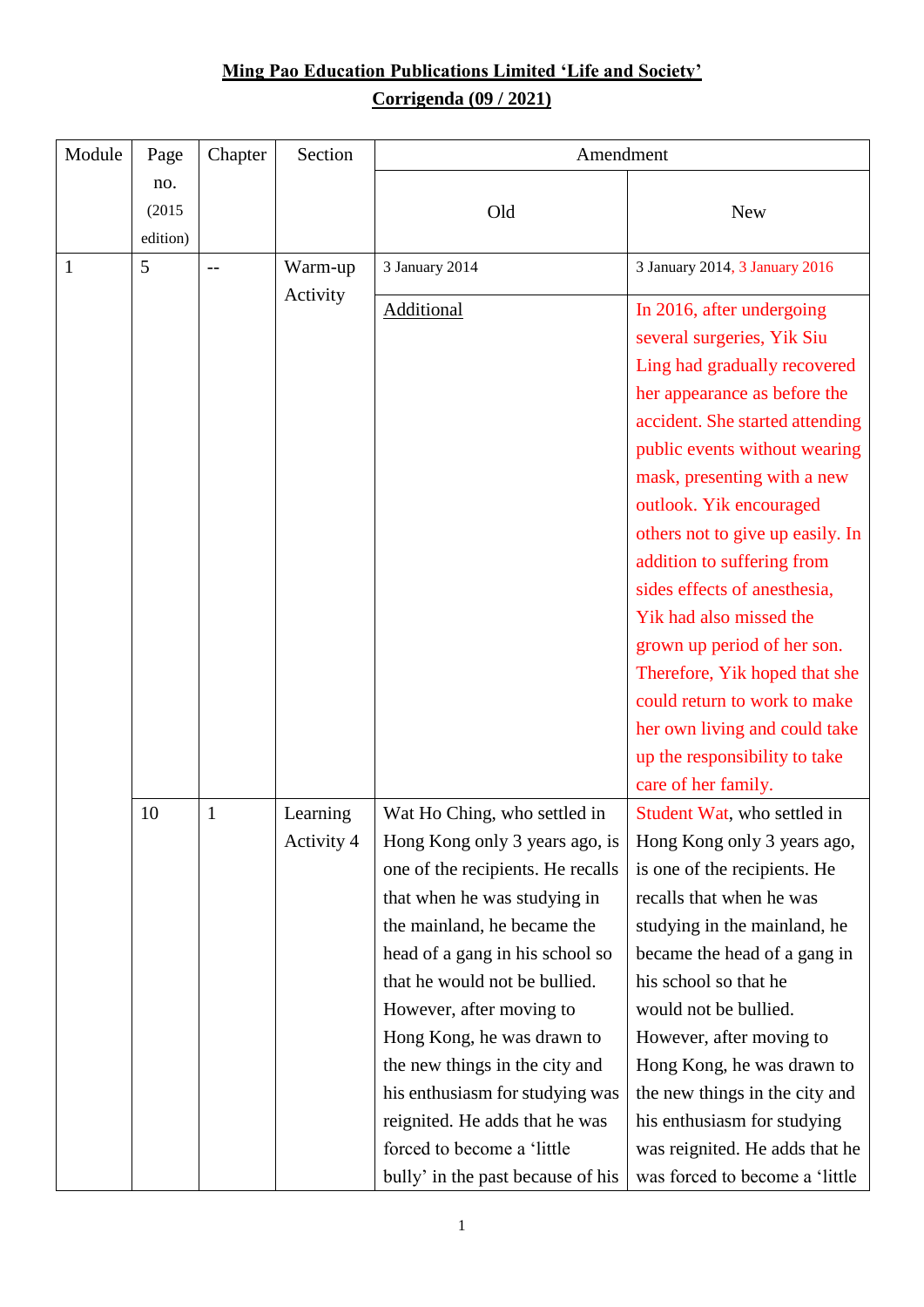**Ming Pao Education Publications Limited 'Life and Society'**

**Corrigenda (09 / 2021)**

| Module | Page no. (2015 edition) | Chapter | Section | Amendment | |
|---|---|---|---|---|---|
| | | | | Old | New |
| 1 | 5 | -- | Warm-up Activity | 3 January 2014 | 3 January 2014, 3 January 2016 |
| | | | | Additional | In 2016, after undergoing several surgeries, Yik Siu Ling had gradually recovered her appearance as before the accident. She started attending public events without wearing mask, presenting with a new outlook. Yik encouraged others not to give up easily. In addition to suffering from sides effects of anesthesia, Yik had also missed the grown up period of her son. Therefore, Yik hoped that she could return to work to make her own living and could take up the responsibility to take care of her family. |
| | 10 | 1 | Learning Activity 4 | Wat Ho Ching, who settled in Hong Kong only 3 years ago, is one of the recipients. He recalls that when he was studying in the mainland, he became the head of a gang in his school so that he would not be bullied. However, after moving to Hong Kong, he was drawn to the new things in the city and his enthusiasm for studying was reignited. He adds that he was forced to become a 'little bully' in the past because of his | Student Wat, who settled in Hong Kong only 3 years ago, is one of the recipients. He recalls that when he was studying in the mainland, he became the head of a gang in his school so that he would not be bullied. However, after moving to Hong Kong, he was drawn to the new things in the city and his enthusiasm for studying was reignited. He adds that he was forced to become a 'little |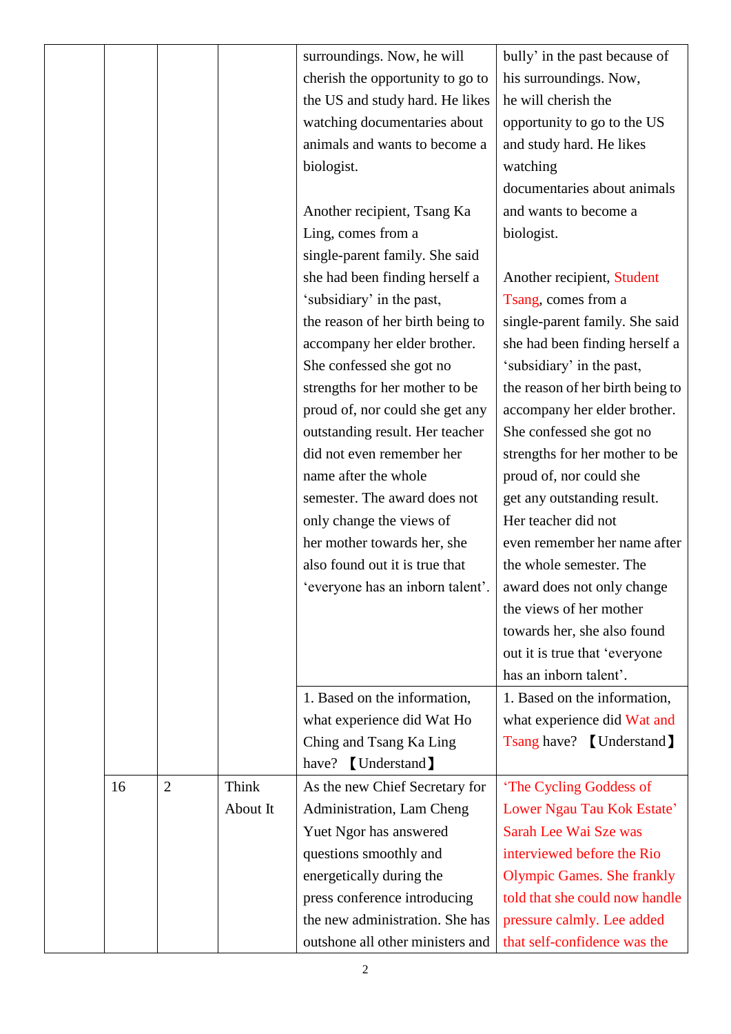| | | | | |
|---|---|---|---|---|
| | | | surroundings. Now, he will cherish the opportunity to go to the US and study hard. He likes watching documentaries about animals and wants to become a biologist.<br><br>Another recipient, Tsang Ka Ling, comes from a single-parent family. She said she had been finding herself a 'subsidiary' in the past, the reason of her birth being to accompany her elder brother. She confessed she got no strengths for her mother to be proud of, nor could she get any outstanding result. Her teacher did not even remember her name after the whole semester. The award does not only change the views of her mother towards her, she also found out it is true that 'everyone has an inborn talent'. | bully' in the past because of his surroundings. Now, he will cherish the opportunity to go to the US and study hard. He likes watching documentaries about animals and wants to become a biologist.<br><br>Another recipient, Student Tsang, comes from a single-parent family. She said she had been finding herself a 'subsidiary' in the past, the reason of her birth being to accompany her elder brother. She confessed she got no strengths for her mother to be proud of, nor could she get any outstanding result. Her teacher did not even remember her name after the whole semester. The award does not only change the views of her mother towards her, she also found out it is true that 'everyone has an inborn talent'. |
| | | | 1. Based on the information, what experience did Wat Ho Ching and Tsang Ka Ling have? 【Understand】 | 1. Based on the information, what experience did Wat and Tsang have? 【Understand】 |
| | 16 | 2 | Think About It | As the new Chief Secretary for Administration, Lam Cheng Yuet Ngor has answered questions smoothly and energetically during the press conference introducing the new administration. She has outshone all other ministers and | 'The Cycling Goddess of Lower Ngau Tau Kok Estate' Sarah Lee Wai Sze was interviewed before the Rio Olympic Games. She frankly told that she could now handle pressure calmly. Lee added that self-confidence was the |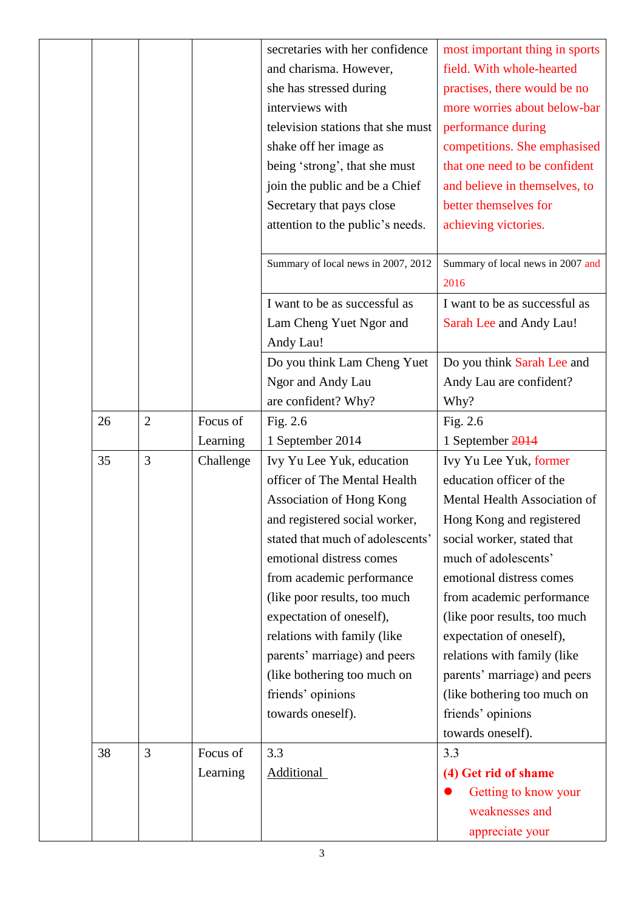|  |  |  |  |  |  |
|---|---|---|---|---|---|
|  |  |  |  | secretaries with her confidence and charisma. However, she has stressed during interviews with television stations that she must shake off her image as being 'strong', that she must join the public and be a Chief Secretary that pays close attention to the public's needs. | most important thing in sports field. With whole-hearted practises, there would be no more worries about below-bar performance during competitions. She emphasised that one need to be confident and believe in themselves, to better themselves for achieving victories. |
|  |  |  |  | Summary of local news in 2007, 2012 | Summary of local news in 2007 and 2016 |
|  |  |  |  | I want to be as successful as Lam Cheng Yuet Ngor and Andy Lau! | I want to be as successful as Sarah Lee and Andy Lau! |
|  |  |  |  | Do you think Lam Cheng Yuet Ngor and Andy Lau are confident? Why? | Do you think Sarah Lee and Andy Lau are confident? Why? |
|  | 26 | 2 | Focus of Learning | Fig. 2.6<br>1 September 2014 | Fig. 2.6<br>1 September ~~2014~~ |
|  | 35 | 3 | Challenge | Ivy Yu Lee Yuk, education officer of The Mental Health Association of Hong Kong and registered social worker, stated that much of adolescents' emotional distress comes from academic performance (like poor results, too much expectation of oneself), relations with family (like parents' marriage) and peers (like bothering too much on friends' opinions towards oneself). | Ivy Yu Lee Yuk, former education officer of the Mental Health Association of Hong Kong and registered social worker, stated that much of adolescents' emotional distress comes from academic performance (like poor results, too much expectation of oneself), relations with family (like parents' marriage) and peers (like bothering too much on friends' opinions towards oneself). |
|  | 38 | 3 | Focus of Learning | 3.3<br>Additional | 3.3<br>**(4) Get rid of shame**<br>● Getting to know your weaknesses and appreciate your |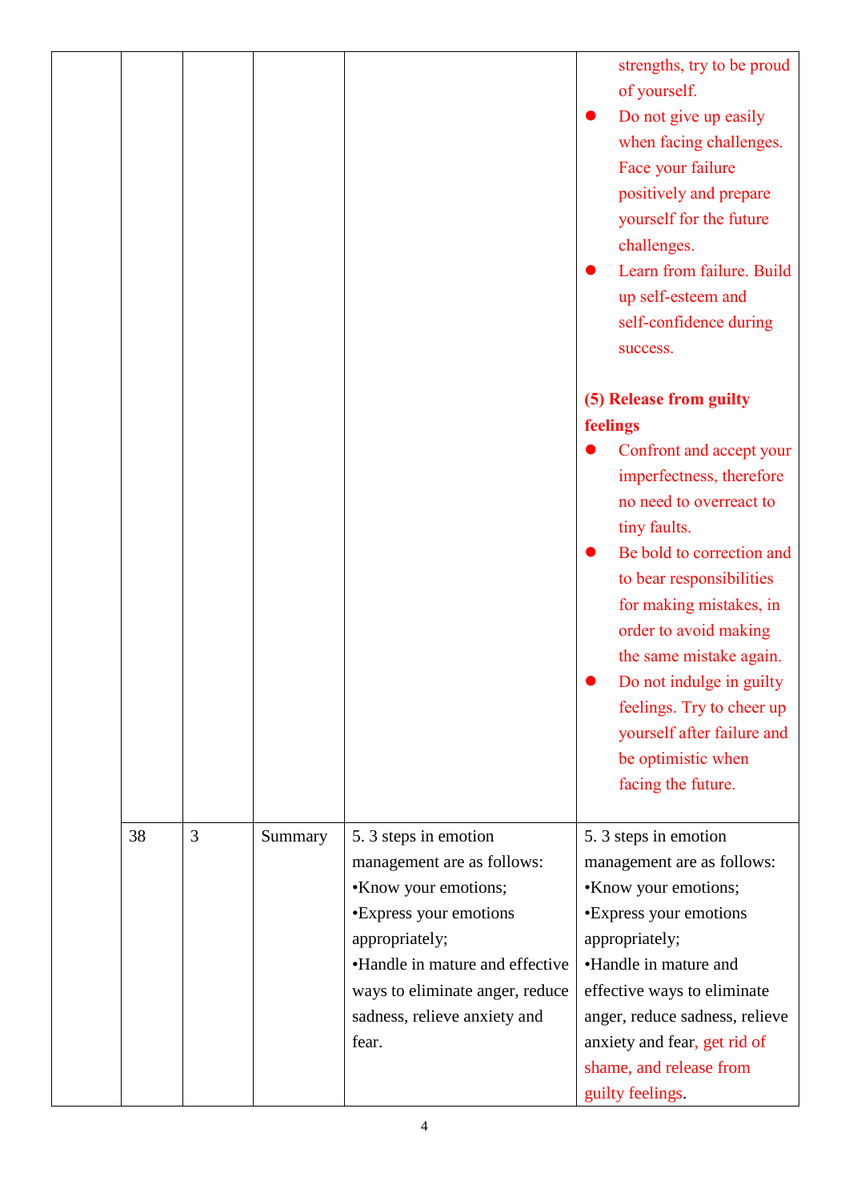| | | | | | |
|---|---|---|---|---|---|
| | | | | | strengths, try to be proud of yourself.<br>● Do not give up easily when facing challenges. Face your failure positively and prepare yourself for the future challenges.<br>● Learn from failure. Build up self-esteem and self-confidence during success.<br><br>**(5) Release from guilty feelings**<br>● Confront and accept your imperfectness, therefore no need to overreact to tiny faults.<br>● Be bold to correction and to bear responsibilities for making mistakes, in order to avoid making the same mistake again.<br>● Do not indulge in guilty feelings. Try to cheer up yourself after failure and be optimistic when facing the future. |
| | 38 | 3 | Summary | 5. 3 steps in emotion management are as follows:<br>•Know your emotions;<br>•Express your emotions appropriately;<br>•Handle in mature and effective ways to eliminate anger, reduce sadness, relieve anxiety and fear. | 5. 3 steps in emotion management are as follows:<br>•Know your emotions;<br>•Express your emotions appropriately;<br>•Handle in mature and effective ways to eliminate anger, reduce sadness, relieve anxiety and fear, get rid of shame, and release from guilty feelings. |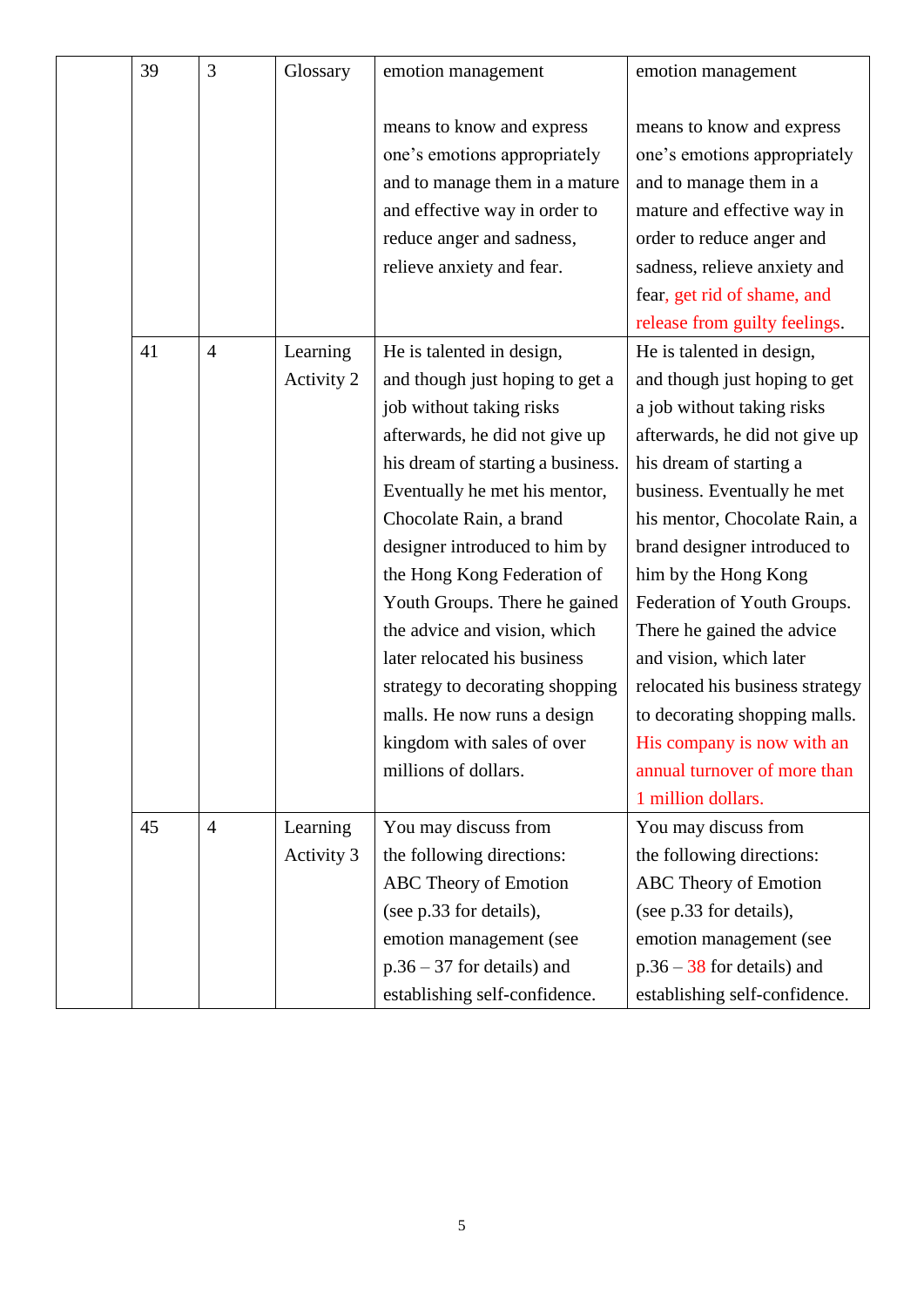|  | 39 | 3 | Glossary | emotion management<br><br>means to know and express one's emotions appropriately and to manage them in a mature and effective way in order to reduce anger and sadness, relieve anxiety and fear. | emotion management<br><br>means to know and express one's emotions appropriately and to manage them in a mature and effective way in order to reduce anger and sadness, relieve anxiety and fear, get rid of shame, and release from guilty feelings. |
|---|---|---|---|---|---|
|  | 41 | 4 | Learning Activity 2 | He is talented in design, and though just hoping to get a job without taking risks afterwards, he did not give up his dream of starting a business. Eventually he met his mentor, Chocolate Rain, a brand designer introduced to him by the Hong Kong Federation of Youth Groups. There he gained the advice and vision, which later relocated his business strategy to decorating shopping malls. He now runs a design kingdom with sales of over millions of dollars. | He is talented in design, and though just hoping to get a job without taking risks afterwards, he did not give up his dream of starting a business. Eventually he met his mentor, Chocolate Rain, a brand designer introduced to him by the Hong Kong Federation of Youth Groups. There he gained the advice and vision, which later relocated his business strategy to decorating shopping malls. His company is now with an annual turnover of more than 1 million dollars. |
|  | 45 | 4 | Learning Activity 3 | You may discuss from the following directions: ABC Theory of Emotion (see p.33 for details), emotion management (see p.36 – 37 for details) and establishing self-confidence. | You may discuss from the following directions: ABC Theory of Emotion (see p.33 for details), emotion management (see p.36 – 38 for details) and establishing self-confidence. |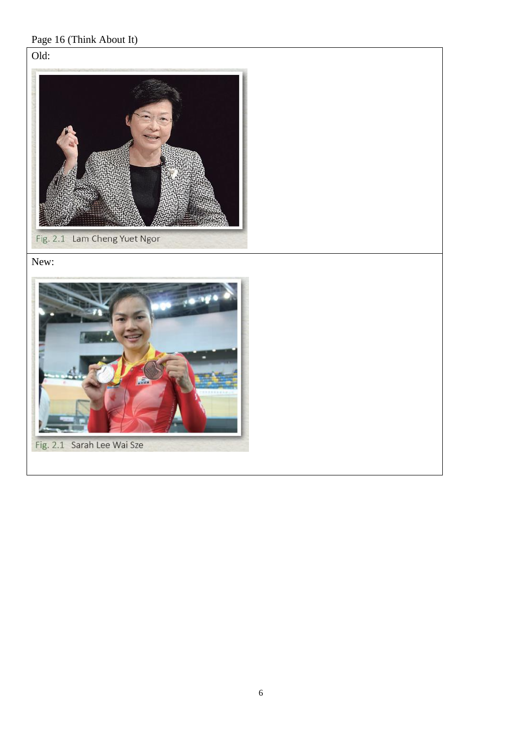Page 16 (Think About It)

Old:

Fig. 2.1 Lam Cheng Yuet Ngor

New:

Fig. 2.1 Sarah Lee Wai Sze